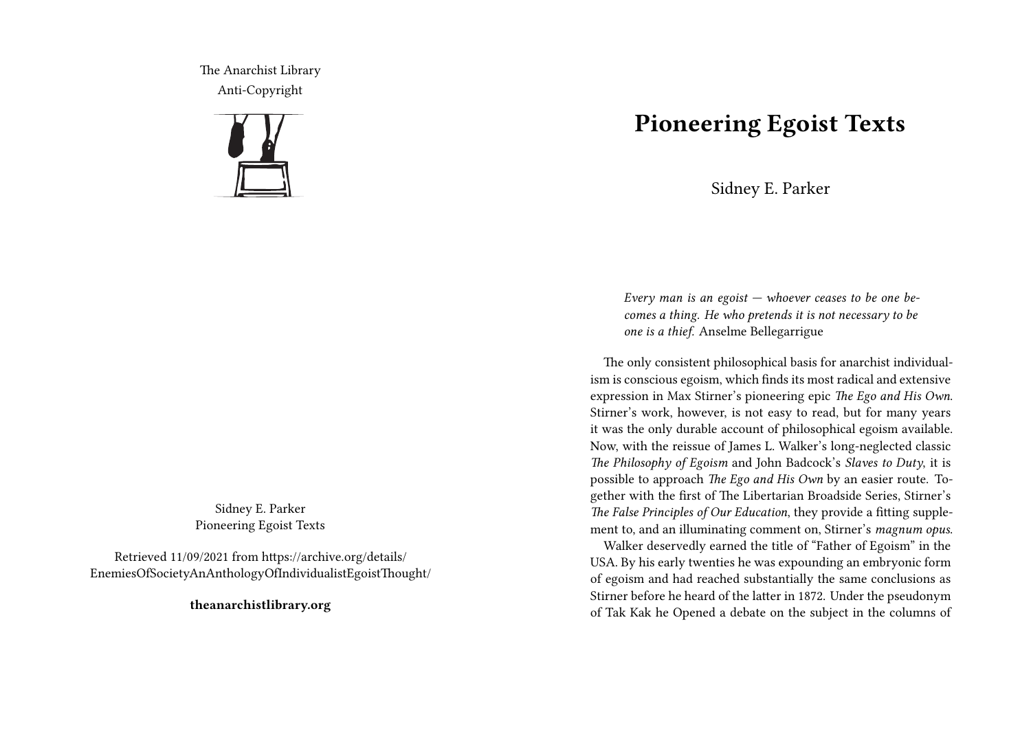The Anarchist Library
Anti-Copyright

Sidney E. Parker
Pioneering Egoist Texts

Retrieved 11/09/2021 from https://archive.org/details/EnemiesOfSocietyAnAnthologyOfIndividualistEgoistThought/

**theanarchistlibrary.org**

# Pioneering Egoist Texts

Sidney E. Parker

> *Every man is an egoist — whoever ceases to be one becomes a thing. He who pretends it is not necessary to be one is a thief.* Anselme Bellegarrigue

The only consistent philosophical basis for anarchist individualism is conscious egoism, which finds its most radical and extensive expression in Max Stirner's pioneering epic *The Ego and His Own*. Stirner's work, however, is not easy to read, but for many years it was the only durable account of philosophical egoism available. Now, with the reissue of James L. Walker's long-neglected classic *The Philosophy of Egoism* and John Badcock's *Slaves to Duty*, it is possible to approach *The Ego and His Own* by an easier route. Together with the first of The Libertarian Broadside Series, Stirner's *The False Principles of Our Education*, they provide a fitting supplement to, and an illuminating comment on, Stirner's *magnum opus*.

Walker deservedly earned the title of "Father of Egoism" in the USA. By his early twenties he was expounding an embryonic form of egoism and had reached substantially the same conclusions as Stirner before he heard of the latter in 1872. Under the pseudonym of Tak Kak he Opened a debate on the subject in the columns of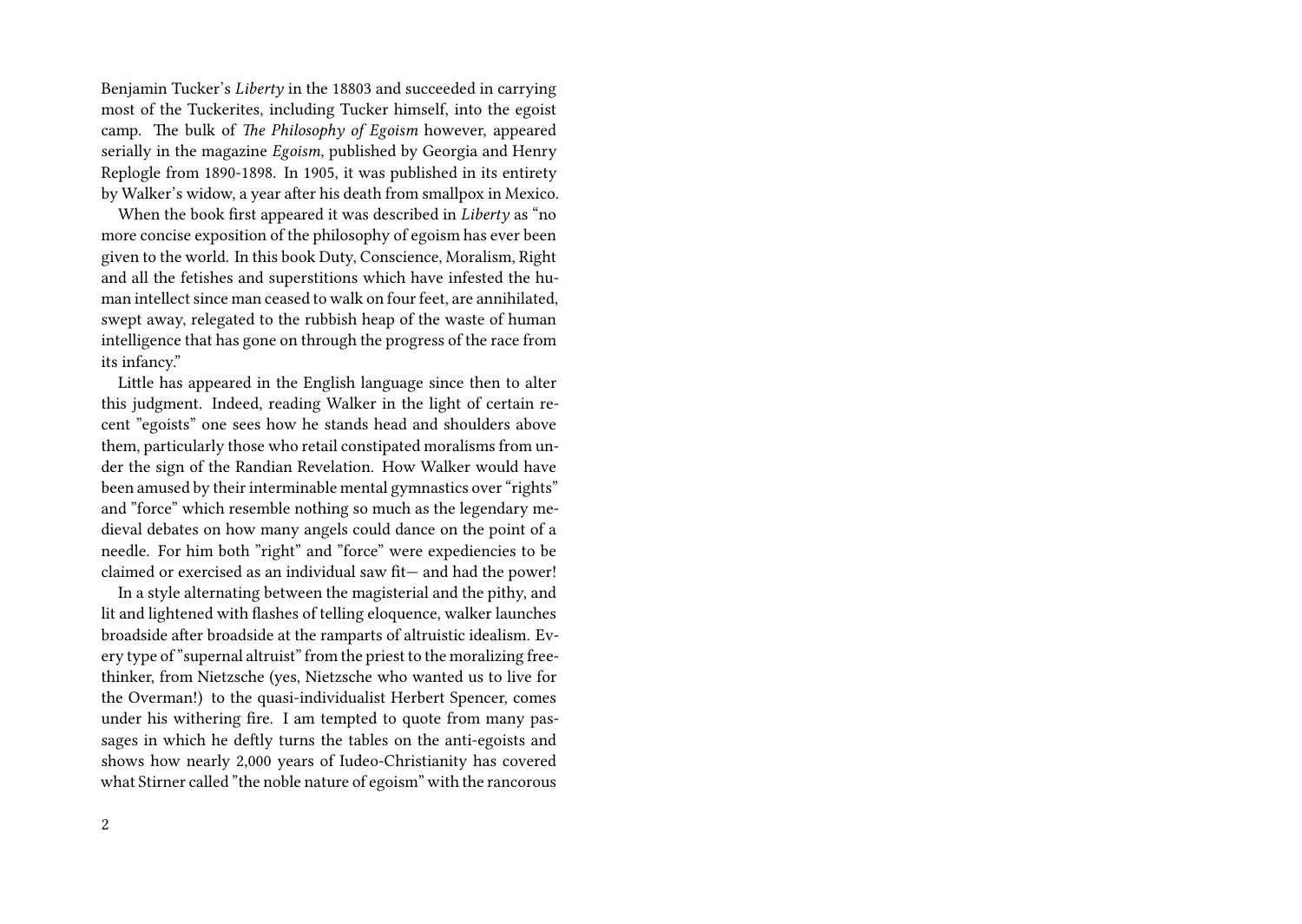Benjamin Tucker's *Liberty* in the 18803 and succeeded in carrying most of the Tuckerites, including Tucker himself, into the egoist camp. The bulk of *The Philosophy of Egoism* however, appeared serially in the magazine *Egoism*, published by Georgia and Henry Replogle from 1890-1898. In 1905, it was published in its entirety by Walker's widow, a year after his death from smallpox in Mexico.

When the book first appeared it was described in *Liberty* as "no more concise exposition of the philosophy of egoism has ever been given to the world. In this book Duty, Conscience, Moralism, Right and all the fetishes and superstitions which have infested the human intellect since man ceased to walk on four feet, are annihilated, swept away, relegated to the rubbish heap of the waste of human intelligence that has gone on through the progress of the race from its infancy."

Little has appeared in the English language since then to alter this judgment. Indeed, reading Walker in the light of certain recent "egoists" one sees how he stands head and shoulders above them, particularly those who retail constipated moralisms from under the sign of the Randian Revelation. How Walker would have been amused by their interminable mental gymnastics over "rights" and "force" which resemble nothing so much as the legendary medieval debates on how many angels could dance on the point of a needle. For him both "right" and "force" were expediencies to be claimed or exercised as an individual saw fit— and had the power!

In a style alternating between the magisterial and the pithy, and lit and lightened with flashes of telling eloquence, walker launches broadside after broadside at the ramparts of altruistic idealism. Every type of "supernal altruist" from the priest to the moralizing freethinker, from Nietzsche (yes, Nietzsche who wanted us to live for the Overman!) to the quasi-individualist Herbert Spencer, comes under his withering fire. I am tempted to quote from many passages in which he deftly turns the tables on the anti-egoists and shows how nearly 2,000 years of Iudeo-Christianity has covered what Stirner called "the noble nature of egoism" with the rancorous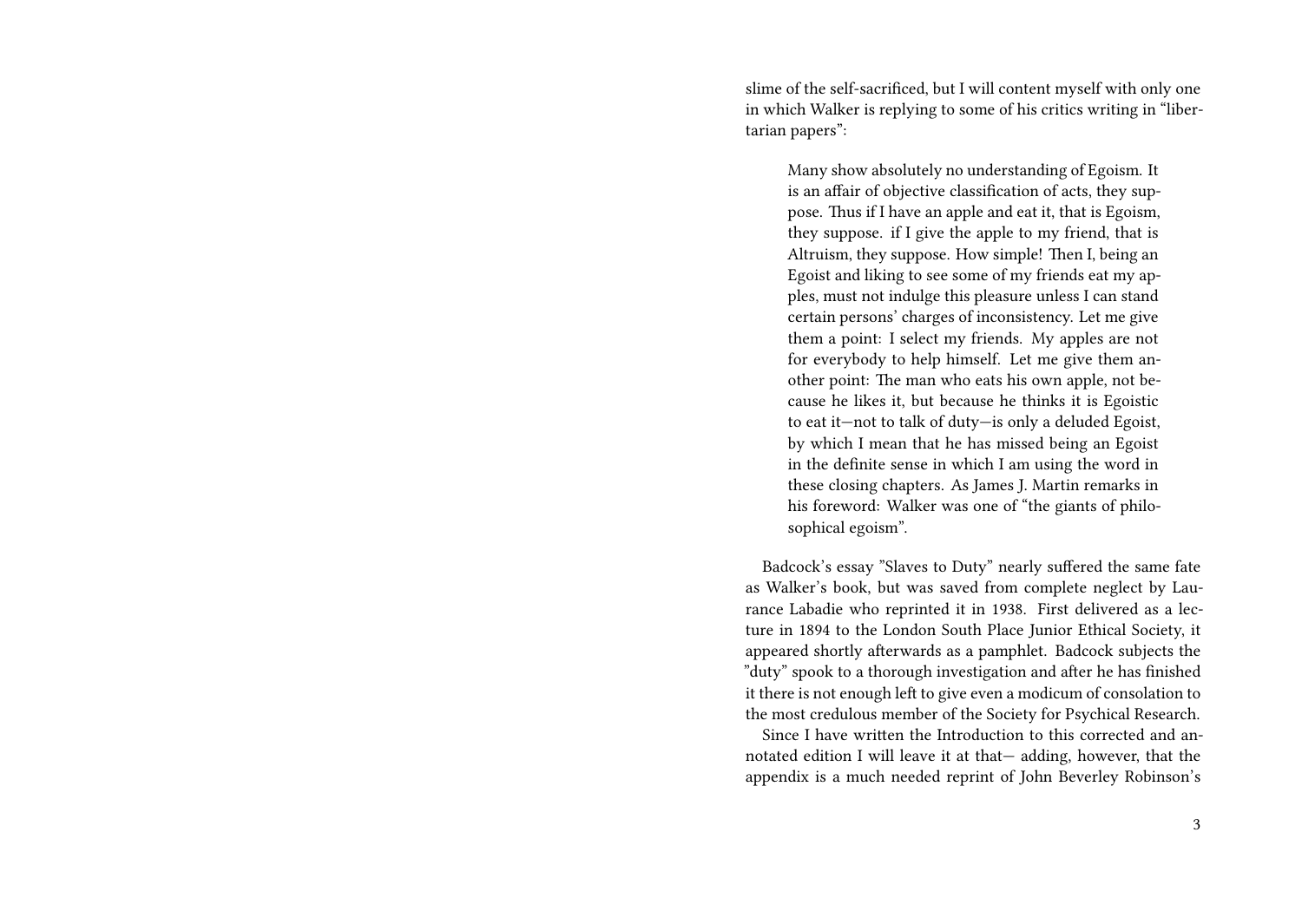slime of the self-sacrificed, but I will content myself with only one in which Walker is replying to some of his critics writing in "libertarian papers":

> Many show absolutely no understanding of Egoism. It is an affair of objective classification of acts, they suppose. Thus if I have an apple and eat it, that is Egoism, they suppose. if I give the apple to my friend, that is Altruism, they suppose. How simple! Then I, being an Egoist and liking to see some of my friends eat my apples, must not indulge this pleasure unless I can stand certain persons' charges of inconsistency. Let me give them a point: I select my friends. My apples are not for everybody to help himself. Let me give them another point: The man who eats his own apple, not because he likes it, but because he thinks it is Egoistic to eat it—not to talk of duty—is only a deluded Egoist, by which I mean that he has missed being an Egoist in the definite sense in which I am using the word in these closing chapters. As James J. Martin remarks in his foreword: Walker was one of "the giants of philosophical egoism".

Badcock's essay "Slaves to Duty" nearly suffered the same fate as Walker's book, but was saved from complete neglect by Laurance Labadie who reprinted it in 1938. First delivered as a lecture in 1894 to the London South Place Junior Ethical Society, it appeared shortly afterwards as a pamphlet. Badcock subjects the "duty" spook to a thorough investigation and after he has finished it there is not enough left to give even a modicum of consolation to the most credulous member of the Society for Psychical Research.

Since I have written the Introduction to this corrected and annotated edition I will leave it at that— adding, however, that the appendix is a much needed reprint of John Beverley Robinson's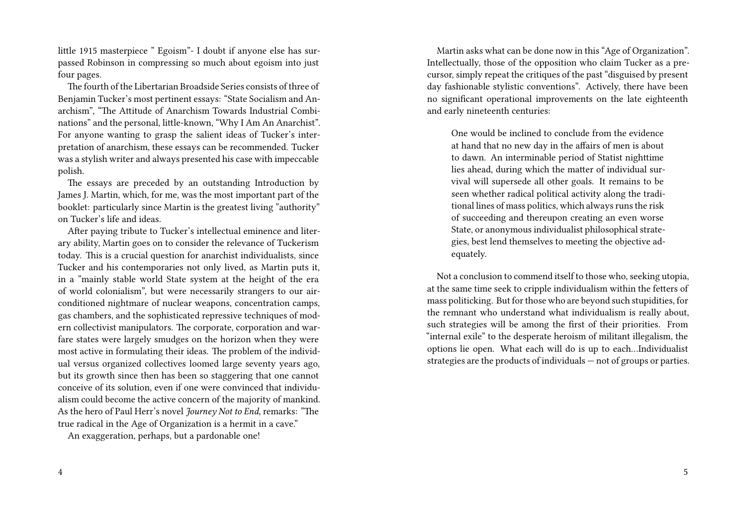little 1915 masterpiece " Egoism"- I doubt if anyone else has surpassed Robinson in compressing so much about egoism into just four pages.

The fourth of the Libertarian Broadside Series consists of three of Benjamin Tucker's most pertinent essays: "State Socialism and Anarchism", "The Attitude of Anarchism Towards Industrial Combinations" and the personal, little-known, "Why I Am An Anarchist". For anyone wanting to grasp the salient ideas of Tucker's interpretation of anarchism, these essays can be recommended. Tucker was a stylish writer and always presented his case with impeccable polish.

The essays are preceded by an outstanding Introduction by James J. Martin, which, for me, was the most important part of the booklet: particularly since Martin is the greatest living "authority" on Tucker's life and ideas.

After paying tribute to Tucker's intellectual eminence and literary ability, Martin goes on to consider the relevance of Tuckerism today. This is a crucial question for anarchist individualists, since Tucker and his contemporaries not only lived, as Martin puts it, in a "mainly stable world State system at the height of the era of world colonialism", but were necessarily strangers to our air-conditioned nightmare of nuclear weapons, concentration camps, gas chambers, and the sophisticated repressive techniques of modern collectivist manipulators. The corporate, corporation and warfare states were largely smudges on the horizon when they were most active in formulating their ideas. The problem of the individual versus organized collectives loomed large seventy years ago, but its growth since then has been so staggering that one cannot conceive of its solution, even if one were convinced that individualism could become the active concern of the majority of mankind. As the hero of Paul Herr's novel *Journey Not to End*, remarks: "The true radical in the Age of Organization is a hermit in a cave."

An exaggeration, perhaps, but a pardonable one!

Martin asks what can be done now in this "Age of Organization". Intellectually, those of the opposition who claim Tucker as a precursor, simply repeat the critiques of the past "disguised by present day fashionable stylistic conventions". Actively, there have been no significant operational improvements on the late eighteenth and early nineteenth centuries:

> One would be inclined to conclude from the evidence at hand that no new day in the affairs of men is about to dawn. An interminable period of Statist nighttime lies ahead, during which the matter of individual survival will supersede all other goals. It remains to be seen whether radical political activity along the traditional lines of mass politics, which always runs the risk of succeeding and thereupon creating an even worse State, or anonymous individualist philosophical strategies, best lend themselves to meeting the objective adequately.

Not a conclusion to commend itself to those who, seeking utopia, at the same time seek to cripple individualism within the fetters of mass politicking. But for those who are beyond such stupidities, for the remnant who understand what individualism is really about, such strategies will be among the first of their priorities. From "internal exile" to the desperate heroism of militant illegalism, the options lie open. What each will do is up to each…Individualist strategies are the products of individuals — not of groups or parties.